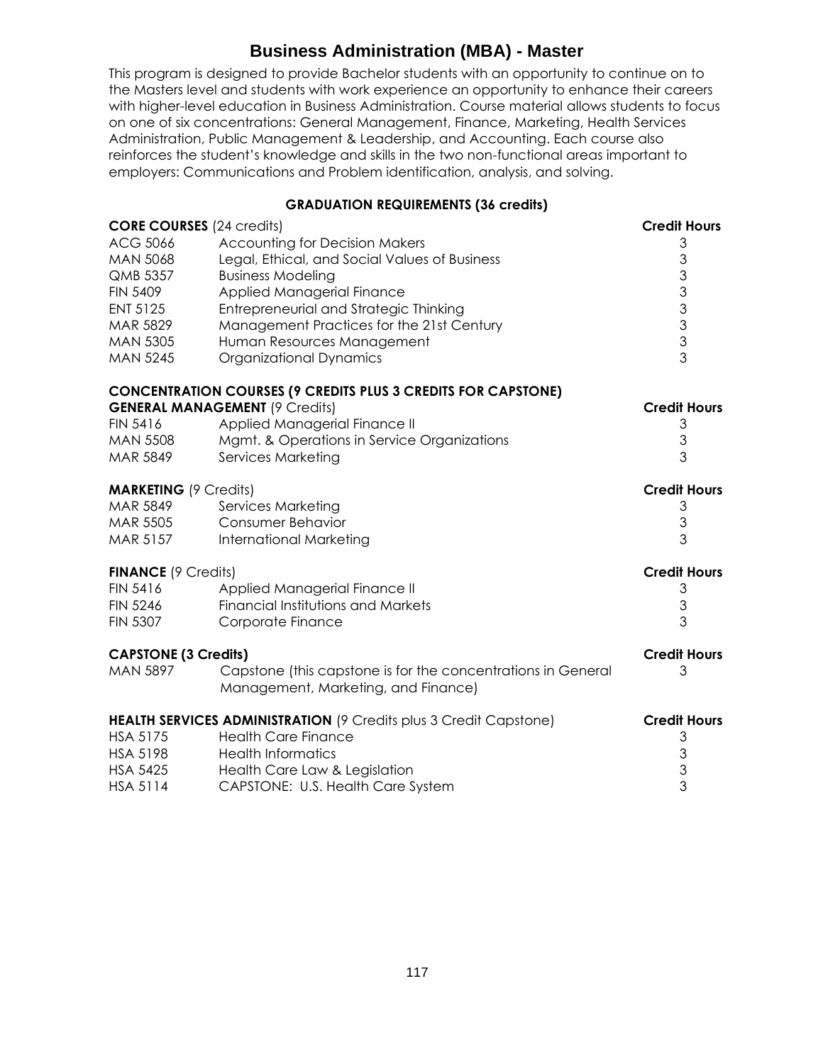# Business Administration (MBA) - Master

This program is designed to provide Bachelor students with an opportunity to continue on to the Masters level and students with work experience an opportunity to enhance their careers with higher-level education in Business Administration. Course material allows students to focus on one of six concentrations: General Management, Finance, Marketing, Health Services Administration, Public Management & Leadership, and Accounting. Each course also reinforces the student's knowledge and skills in the two non-functional areas important to employers: Communications and Problem identification, analysis, and solving.

## GRADUATION REQUIREMENTS (36 credits)

| **CORE COURSES** (24 credits) | | **Credit Hours** |
|---|---|---|
| ACG 5066 | Accounting for Decision Makers | 3 |
| MAN 5068 | Legal, Ethical, and Social Values of Business | 3 |
| QMB 5357 | Business Modeling | 3 |
| FIN 5409 | Applied Managerial Finance | 3 |
| ENT 5125 | Entrepreneurial and Strategic Thinking | 3 |
| MAR 5829 | Management Practices for the 21st Century | 3 |
| MAN 5305 | Human Resources Management | 3 |
| MAN 5245 | Organizational Dynamics | 3 |

**CONCENTRATION COURSES (9 CREDITS PLUS 3 CREDITS FOR CAPSTONE)**

| **GENERAL MANAGEMENT** (9 Credits) | | **Credit Hours** |
|---|---|---|
| FIN 5416 | Applied Managerial Finance II | 3 |
| MAN 5508 | Mgmt. & Operations in Service Organizations | 3 |
| MAR 5849 | Services Marketing | 3 |

| **MARKETING** (9 Credits) | | **Credit Hours** |
|---|---|---|
| MAR 5849 | Services Marketing | 3 |
| MAR 5505 | Consumer Behavior | 3 |
| MAR 5157 | International Marketing | 3 |

| **FINANCE** (9 Credits) | | **Credit Hours** |
|---|---|---|
| FIN 5416 | Applied Managerial Finance II | 3 |
| FIN 5246 | Financial Institutions and Markets | 3 |
| FIN 5307 | Corporate Finance | 3 |

| **CAPSTONE (3 Credits)** | | **Credit Hours** |
|---|---|---|
| MAN 5897 | Capstone (this capstone is for the concentrations in General Management, Marketing, and Finance) | 3 |

| **HEALTH SERVICES ADMINISTRATION** (9 Credits plus 3 Credit Capstone) | | **Credit Hours** |
|---|---|---|
| HSA 5175 | Health Care Finance | 3 |
| HSA 5198 | Health Informatics | 3 |
| HSA 5425 | Health Care Law & Legislation | 3 |
| HSA 5114 | CAPSTONE: U.S. Health Care System | 3 |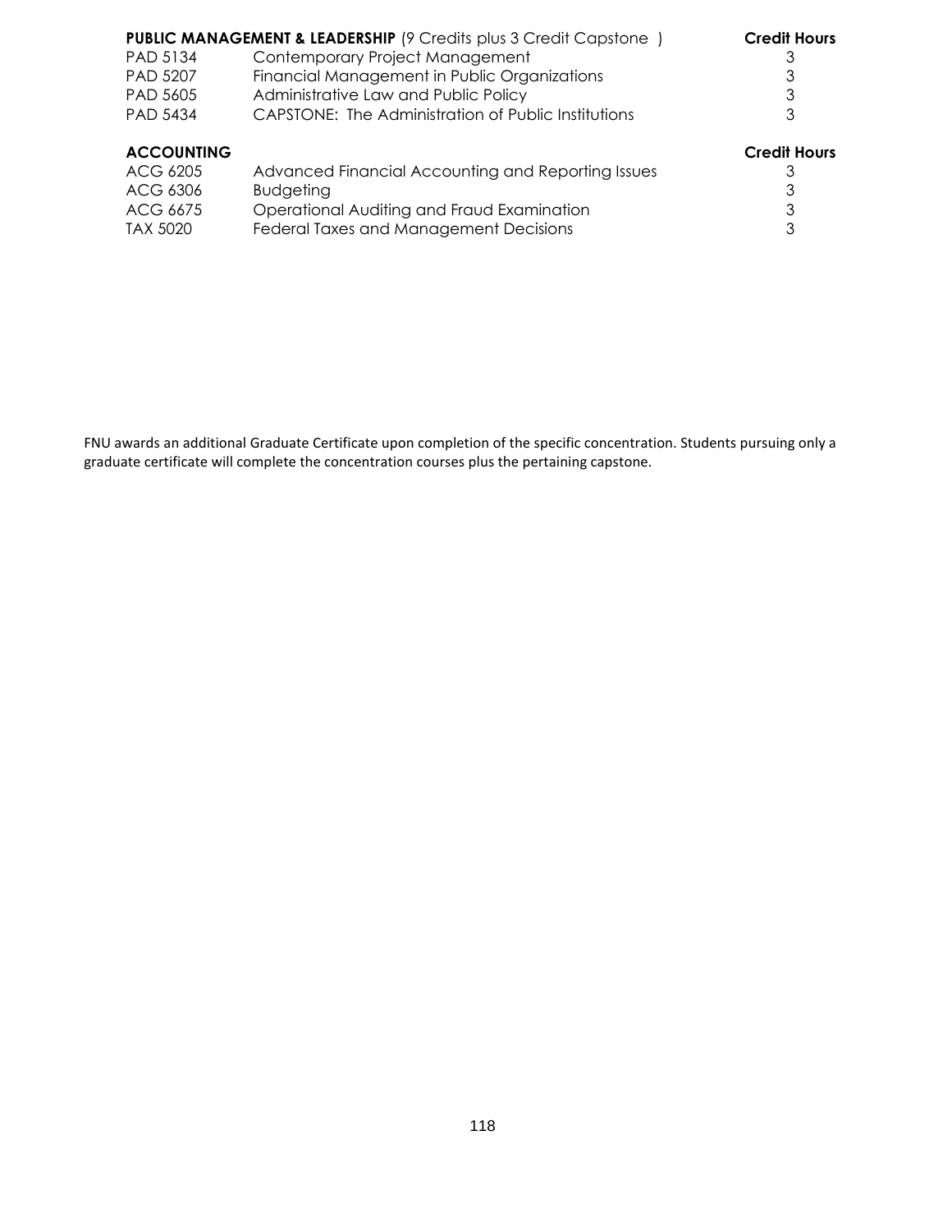| **PUBLIC MANAGEMENT & LEADERSHIP** (9 Credits plus 3 Credit Capstone ) | | **Credit Hours** |
|---|---|---|
| PAD 5134 | Contemporary Project Management | 3 |
| PAD 5207 | Financial Management in Public Organizations | 3 |
| PAD 5605 | Administrative Law and Public Policy | 3 |
| PAD 5434 | CAPSTONE: The Administration of Public Institutions | 3 |

| **ACCOUNTING** | | **Credit Hours** |
|---|---|---|
| ACG 6205 | Advanced Financial Accounting and Reporting Issues | 3 |
| ACG 6306 | Budgeting | 3 |
| ACG 6675 | Operational Auditing and Fraud Examination | 3 |
| TAX 5020 | Federal Taxes and Management Decisions | 3 |

FNU awards an additional Graduate Certificate upon completion of the specific concentration. Students pursuing only a graduate certificate will complete the concentration courses plus the pertaining capstone.